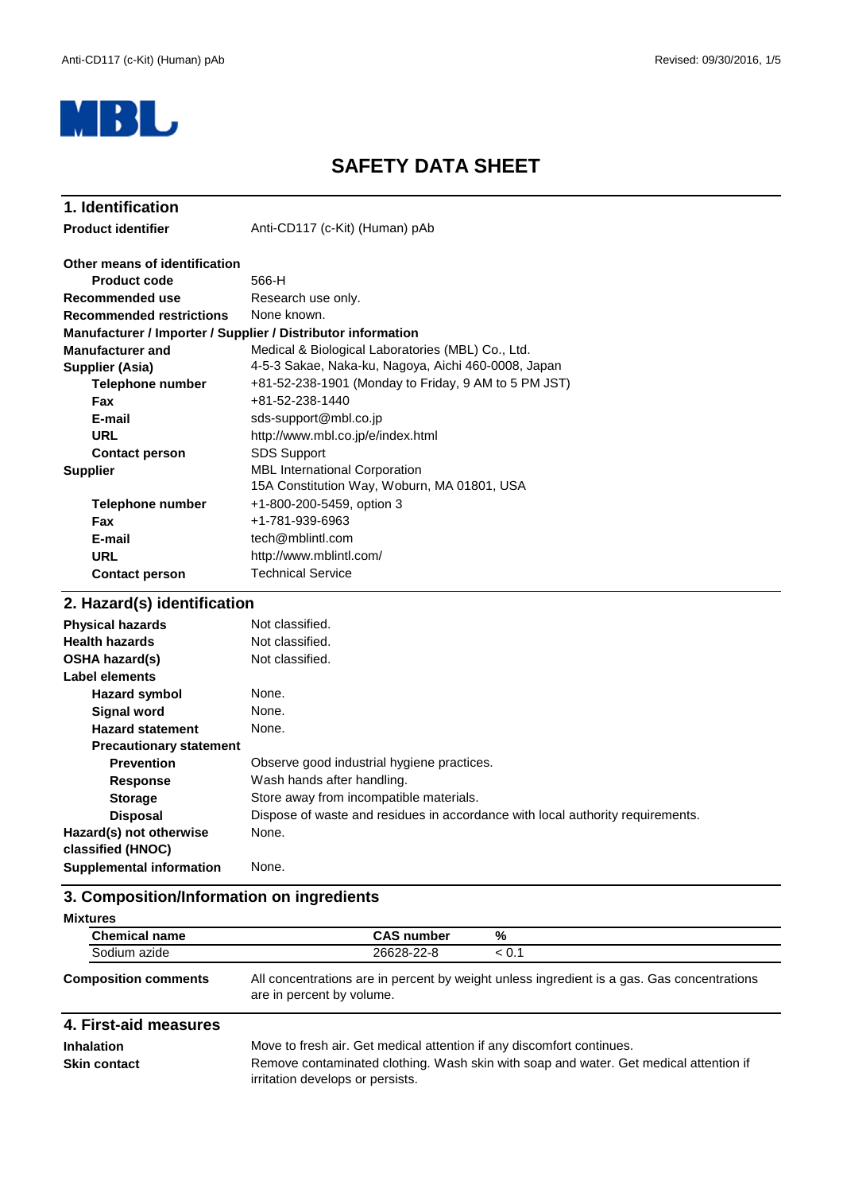# SAFETY DATA SHEET

## 1. Identification

**Product identifier** Anti-CD117 (c-Kit) (Human) pAb

**Other means of identification**

**Product code** 566-H

**Recommended use** Research use only.

**Recommended restrictions** None known.

**Manufacturer / Importer / Supplier / Distributor information**

**Manufacturer and Supplier (Asia)** Medical & Biological Laboratories (MBL) Co., Ltd.
4-5-3 Sakae, Naka-ku, Nagoya, Aichi 460-0008, Japan

**Telephone number** +81-52-238-1901 (Monday to Friday, 9 AM to 5 PM JST)

**Fax** +81-52-238-1440

**E-mail** sds-support@mbl.co.jp

**URL** http://www.mbl.co.jp/e/index.html

**Contact person** SDS Support

**Supplier** MBL International Corporation
15A Constitution Way, Woburn, MA 01801, USA

**Telephone number** +1-800-200-5459, option 3

**Fax** +1-781-939-6963

**E-mail** tech@mblintl.com

**URL** http://www.mblintl.com/

**Contact person** Technical Service

## 2. Hazard(s) identification

**Physical hazards** Not classified.

**Health hazards** Not classified.

**OSHA hazard(s)** Not classified.

**Label elements**

**Hazard symbol** None.

**Signal word** None.

**Hazard statement** None.

**Precautionary statement**

**Prevention** Observe good industrial hygiene practices.

**Response** Wash hands after handling.

**Storage** Store away from incompatible materials.

**Disposal** Dispose of waste and residues in accordance with local authority requirements.

**Hazard(s) not otherwise classified (HNOC)** None.

**Supplemental information** None.

## 3. Composition/Information on ingredients

**Mixtures**

| Chemical name | CAS number | % |
|---|---|---|
| Sodium azide | 26628-22-8 | < 0.1 |

**Composition comments** All concentrations are in percent by weight unless ingredient is a gas. Gas concentrations are in percent by volume.

## 4. First-aid measures

**Inhalation** Move to fresh air. Get medical attention if any discomfort continues.

**Skin contact** Remove contaminated clothing. Wash skin with soap and water. Get medical attention if irritation develops or persists.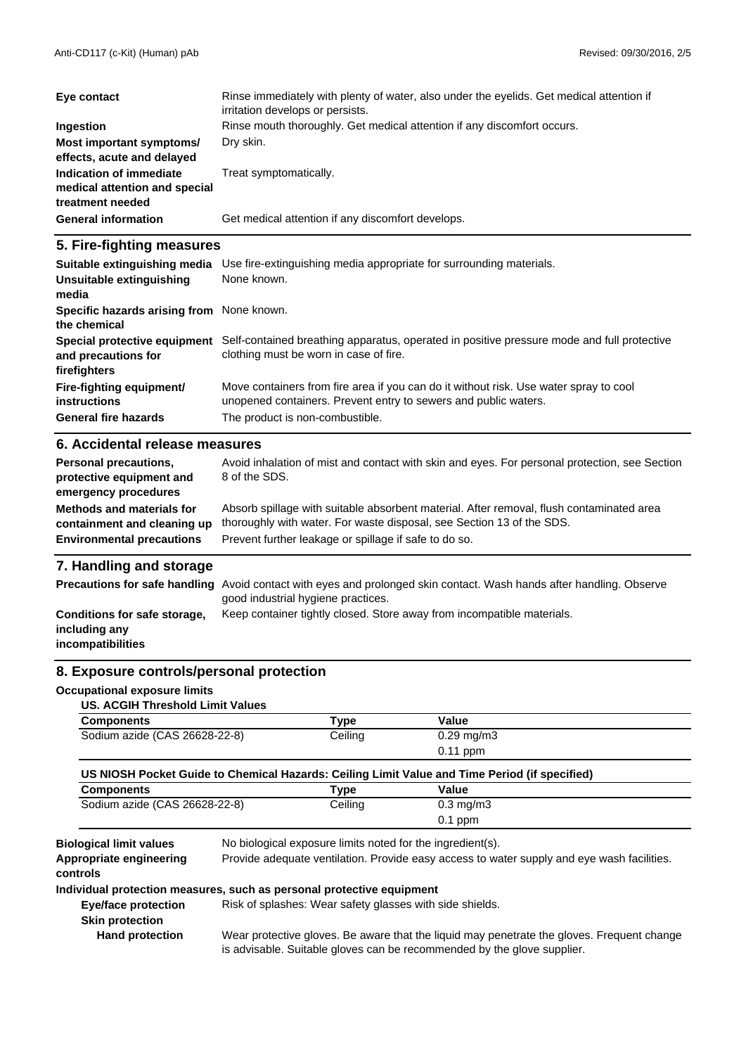| | |
|---|---|
| **Eye contact** | Rinse immediately with plenty of water, also under the eyelids. Get medical attention if irritation develops or persists. |
| **Ingestion** | Rinse mouth thoroughly. Get medical attention if any discomfort occurs. |
| **Most important symptoms/ effects, acute and delayed** | Dry skin. |
| **Indication of immediate medical attention and special treatment needed** | Treat symptomatically. |
| **General information** | Get medical attention if any discomfort develops. |

## 5. Fire-fighting measures

| | |
|---|---|
| **Suitable extinguishing media** | Use fire-extinguishing media appropriate for surrounding materials. |
| **Unsuitable extinguishing media** | None known. |
| **Specific hazards arising from the chemical** | None known. |
| **Special protective equipment and precautions for firefighters** | Self-contained breathing apparatus, operated in positive pressure mode and full protective clothing must be worn in case of fire. |
| **Fire-fighting equipment/ instructions** | Move containers from fire area if you can do it without risk. Use water spray to cool unopened containers. Prevent entry to sewers and public waters. |
| **General fire hazards** | The product is non-combustible. |

## 6. Accidental release measures

| | |
|---|---|
| **Personal precautions, protective equipment and emergency procedures** | Avoid inhalation of mist and contact with skin and eyes. For personal protection, see Section 8 of the SDS. |
| **Methods and materials for containment and cleaning up** | Absorb spillage with suitable absorbent material. After removal, flush contaminated area thoroughly with water. For waste disposal, see Section 13 of the SDS. |
| **Environmental precautions** | Prevent further leakage or spillage if safe to do so. |

## 7. Handling and storage

| | |
|---|---|
| **Precautions for safe handling** | Avoid contact with eyes and prolonged skin contact. Wash hands after handling. Observe good industrial hygiene practices. |
| **Conditions for safe storage, including any incompatibilities** | Keep container tightly closed. Store away from incompatible materials. |

## 8. Exposure controls/personal protection

**Occupational exposure limits**

**US. ACGIH Threshold Limit Values**

| Components | Type | Value |
|---|---|---|
| Sodium azide (CAS 26628-22-8) | Ceiling | 0.29 mg/m3 |
| | | 0.11 ppm |

**US NIOSH Pocket Guide to Chemical Hazards: Ceiling Limit Value and Time Period (if specified)**

| Components | Type | Value |
|---|---|---|
| Sodium azide (CAS 26628-22-8) | Ceiling | 0.3 mg/m3 |
| | | 0.1 ppm |

| | |
|---|---|
| **Biological limit values** | No biological exposure limits noted for the ingredient(s). |
| **Appropriate engineering controls** | Provide adequate ventilation. Provide easy access to water supply and eye wash facilities. |

**Individual protection measures, such as personal protective equipment**

| | |
|---|---|
| **Eye/face protection** | Risk of splashes: Wear safety glasses with side shields. |
| **Skin protection** | |
| **Hand protection** | Wear protective gloves. Be aware that the liquid may penetrate the gloves. Frequent change is advisable. Suitable gloves can be recommended by the glove supplier. |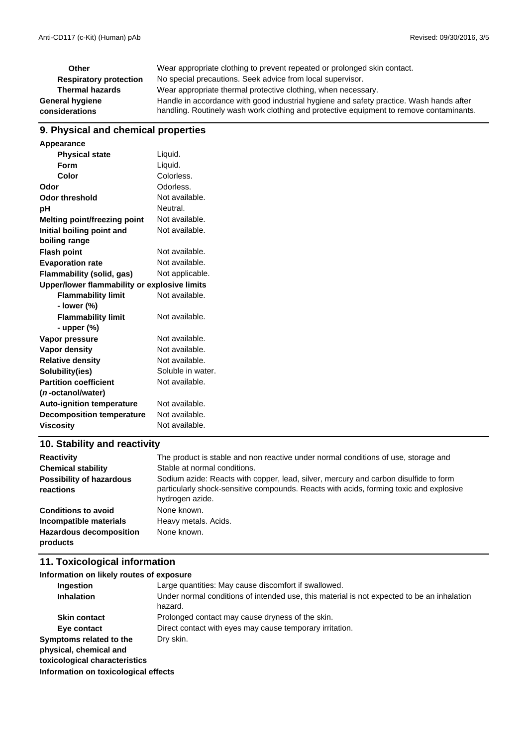| | |
|---|---|
| **Other** | Wear appropriate clothing to prevent repeated or prolonged skin contact. |
| **Respiratory protection** | No special precautions. Seek advice from local supervisor. |
| **Thermal hazards** | Wear appropriate thermal protective clothing, when necessary. |
| **General hygiene considerations** | Handle in accordance with good industrial hygiene and safety practice. Wash hands after handling. Routinely wash work clothing and protective equipment to remove contaminants. |

## 9. Physical and chemical properties

| | |
|---|---|
| **Appearance** | |
| **Physical state** | Liquid. |
| **Form** | Liquid. |
| **Color** | Colorless. |
| **Odor** | Odorless. |
| **Odor threshold** | Not available. |
| **pH** | Neutral. |
| **Melting point/freezing point** | Not available. |
| **Initial boiling point and boiling range** | Not available. |
| **Flash point** | Not available. |
| **Evaporation rate** | Not available. |
| **Flammability (solid, gas)** | Not applicable. |
| **Upper/lower flammability or explosive limits** | |
| **Flammability limit - lower (%)** | Not available. |
| **Flammability limit - upper (%)** | Not available. |
| **Vapor pressure** | Not available. |
| **Vapor density** | Not available. |
| **Relative density** | Not available. |
| **Solubility(ies)** | Soluble in water. |
| **Partition coefficient (*n*-octanol/water)** | Not available. |
| **Auto-ignition temperature** | Not available. |
| **Decomposition temperature** | Not available. |
| **Viscosity** | Not available. |

## 10. Stability and reactivity

| | |
|---|---|
| **Reactivity** | The product is stable and non reactive under normal conditions of use, storage and |
| **Chemical stability** | Stable at normal conditions. |
| **Possibility of hazardous reactions** | Sodium azide: Reacts with copper, lead, silver, mercury and carbon disulfide to form particularly shock-sensitive compounds. Reacts with acids, forming toxic and explosive hydrogen azide. |
| **Conditions to avoid** | None known. |
| **Incompatible materials** | Heavy metals. Acids. |
| **Hazardous decomposition products** | None known. |

## 11. Toxicological information

| | |
|---|---|
| **Information on likely routes of exposure** | |
| **Ingestion** | Large quantities: May cause discomfort if swallowed. |
| **Inhalation** | Under normal conditions of intended use, this material is not expected to be an inhalation hazard. |
| **Skin contact** | Prolonged contact may cause dryness of the skin. |
| **Eye contact** | Direct contact with eyes may cause temporary irritation. |
| **Symptoms related to the physical, chemical and toxicological characteristics** | Dry skin. |

**Information on toxicological effects**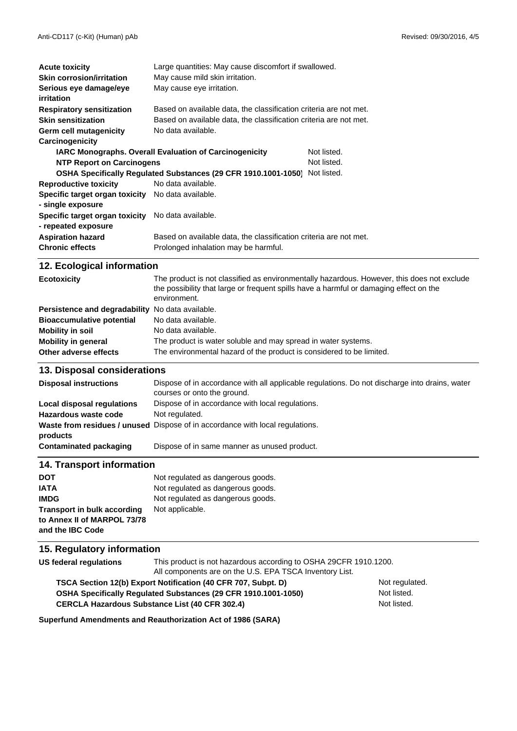| | |
|---|---|
| **Acute toxicity** | Large quantities: May cause discomfort if swallowed. |
| **Skin corrosion/irritation** | May cause mild skin irritation. |
| **Serious eye damage/eye irritation** | May cause eye irritation. |
| **Respiratory sensitization** | Based on available data, the classification criteria are not met. |
| **Skin sensitization** | Based on available data, the classification criteria are not met. |
| **Germ cell mutagenicity** | No data available. |
| **Carcinogenicity** | |

| | |
|---|---|
| **IARC Monographs. Overall Evaluation of Carcinogenicity** | Not listed. |
| **NTP Report on Carcinogens** | Not listed. |
| **OSHA Specifically Regulated Substances (29 CFR 1910.1001-1050)** | Not listed. |

| | |
|---|---|
| **Reproductive toxicity** | No data available. |
| **Specific target organ toxicity - single exposure** | No data available. |
| **Specific target organ toxicity - repeated exposure** | No data available. |
| **Aspiration hazard** | Based on available data, the classification criteria are not met. |
| **Chronic effects** | Prolonged inhalation may be harmful. |

## 12. Ecological information

| | |
|---|---|
| **Ecotoxicity** | The product is not classified as environmentally hazardous. However, this does not exclude the possibility that large or frequent spills have a harmful or damaging effect on the environment. |
| **Persistence and degradability** | No data available. |
| **Bioaccumulative potential** | No data available. |
| **Mobility in soil** | No data available. |
| **Mobility in general** | The product is water soluble and may spread in water systems. |
| **Other adverse effects** | The environmental hazard of the product is considered to be limited. |

## 13. Disposal considerations

| | |
|---|---|
| **Disposal instructions** | Dispose of in accordance with all applicable regulations. Do not discharge into drains, water courses or onto the ground. |
| **Local disposal regulations** | Dispose of in accordance with local regulations. |
| **Hazardous waste code** | Not regulated. |
| **Waste from residues / unused products** | Dispose of in accordance with local regulations. |
| **Contaminated packaging** | Dispose of in same manner as unused product. |

## 14. Transport information

| | |
|---|---|
| **DOT** | Not regulated as dangerous goods. |
| **IATA** | Not regulated as dangerous goods. |
| **IMDG** | Not regulated as dangerous goods. |
| **Transport in bulk according to Annex II of MARPOL 73/78 and the IBC Code** | Not applicable. |

## 15. Regulatory information

| | |
|---|---|
| **US federal regulations** | This product is not hazardous according to OSHA 29CFR 1910.1200. All components are on the U.S. EPA TSCA Inventory List. |

| | |
|---|---|
| **TSCA Section 12(b) Export Notification (40 CFR 707, Subpt. D)** | Not regulated. |
| **OSHA Specifically Regulated Substances (29 CFR 1910.1001-1050)** | Not listed. |
| **CERCLA Hazardous Substance List (40 CFR 302.4)** | Not listed. |

**Superfund Amendments and Reauthorization Act of 1986 (SARA)**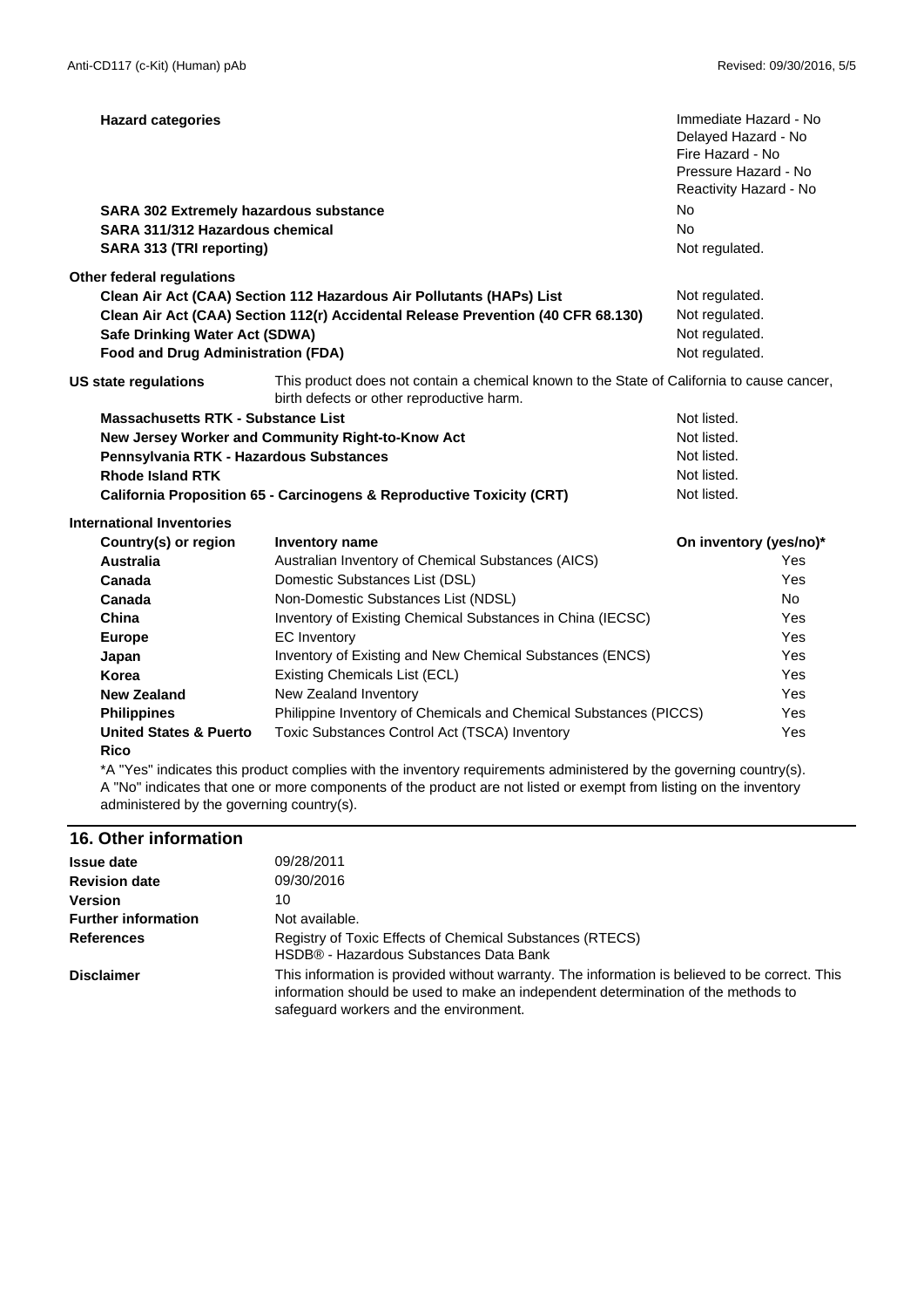**Hazard categories**

Immediate Hazard - No
Delayed Hazard - No
Fire Hazard - No
Pressure Hazard - No
Reactivity Hazard - No

| | |
|---|---|
| **SARA 302 Extremely hazardous substance** | No |
| **SARA 311/312 Hazardous chemical** | No |
| **SARA 313 (TRI reporting)** | Not regulated. |

**Other federal regulations**

| | |
|---|---|
| **Clean Air Act (CAA) Section 112 Hazardous Air Pollutants (HAPs) List** | Not regulated. |
| **Clean Air Act (CAA) Section 112(r) Accidental Release Prevention (40 CFR 68.130)** | Not regulated. |
| **Safe Drinking Water Act (SDWA)** | Not regulated. |
| **Food and Drug Administration (FDA)** | Not regulated. |

**US state regulations** This product does not contain a chemical known to the State of California to cause cancer, birth defects or other reproductive harm.

| | |
|---|---|
| **Massachusetts RTK - Substance List** | Not listed. |
| **New Jersey Worker and Community Right-to-Know Act** | Not listed. |
| **Pennsylvania RTK - Hazardous Substances** | Not listed. |
| **Rhode Island RTK** | Not listed. |
| **California Proposition 65 - Carcinogens & Reproductive Toxicity (CRT)** | Not listed. |

**International Inventories**

| Country(s) or region | Inventory name | On inventory (yes/no)* |
|---|---|---|
| **Australia** | Australian Inventory of Chemical Substances (AICS) | Yes |
| **Canada** | Domestic Substances List (DSL) | Yes |
| **Canada** | Non-Domestic Substances List (NDSL) | No |
| **China** | Inventory of Existing Chemical Substances in China (IECSC) | Yes |
| **Europe** | EC Inventory | Yes |
| **Japan** | Inventory of Existing and New Chemical Substances (ENCS) | Yes |
| **Korea** | Existing Chemicals List (ECL) | Yes |
| **New Zealand** | New Zealand Inventory | Yes |
| **Philippines** | Philippine Inventory of Chemicals and Chemical Substances (PICCS) | Yes |
| **United States & Puerto Rico** | Toxic Substances Control Act (TSCA) Inventory | Yes |

*A "Yes" indicates this product complies with the inventory requirements administered by the governing country(s).
A "No" indicates that one or more components of the product are not listed or exempt from listing on the inventory administered by the governing country(s).

## 16. Other information

| | |
|---|---|
| **Issue date** | 09/28/2011 |
| **Revision date** | 09/30/2016 |
| **Version** | 10 |
| **Further information** | Not available. |
| **References** | Registry of Toxic Effects of Chemical Substances (RTECS)<br>HSDB® - Hazardous Substances Data Bank |
| **Disclaimer** | This information is provided without warranty. The information is believed to be correct. This information should be used to make an independent determination of the methods to safeguard workers and the environment. |